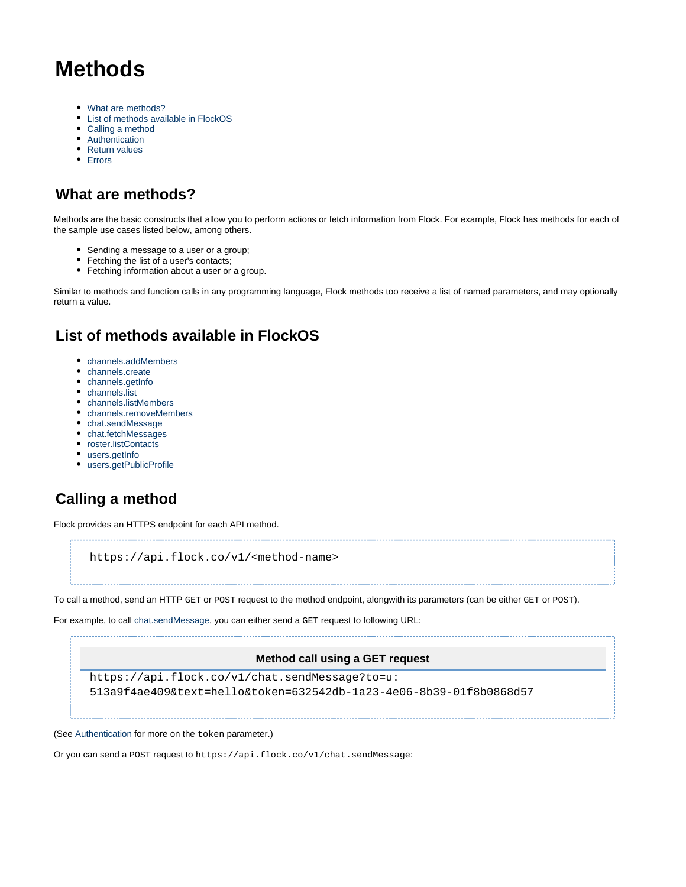# Methods

- What are methods?
- List of methods available in FlockOS
- Calling a method
- Authentication
- Return values
- Errors

## What are methods?

Methods are the basic constructs that allow you to perform actions or fetch information from Flock. For example, Flock has methods for each of the sample use cases listed below, among others.

- Sending a message to a user or a group;
- Fetching the list of a user's contacts;
- Fetching information about a user or a group.

Similar to methods and function calls in any programming language, Flock methods too receive a list of named parameters, and may optionally return a value.

## List of methods available in FlockOS

- channels.addMembers
- channels.create
- channels.getInfo
- channels.list
- channels.listMembers
- channels.removeMembers
- chat.sendMessage
- chat.fetchMessages
- roster.listContacts
- users.getInfo
- users.getPublicProfile

## Calling a method

Flock provides an HTTPS endpoint for each API method.

```
https://api.flock.co/v1/<method-name>
```

To call a method, send an HTTP `GET` or `POST` request to the method endpoint, alongwith its parameters (can be either `GET` or `POST`).

For example, to call chat.sendMessage, you can either send a `GET` request to following URL:

**Method call using a GET request**

```
https://api.flock.co/v1/chat.sendMessage?to=u:
513a9f4ae409&text=hello&token=632542db-1a23-4e06-8b39-01f8b0868d57
```

(See Authentication for more on the `token` parameter.)

Or you can send a `POST` request to `https://api.flock.co/v1/chat.sendMessage`: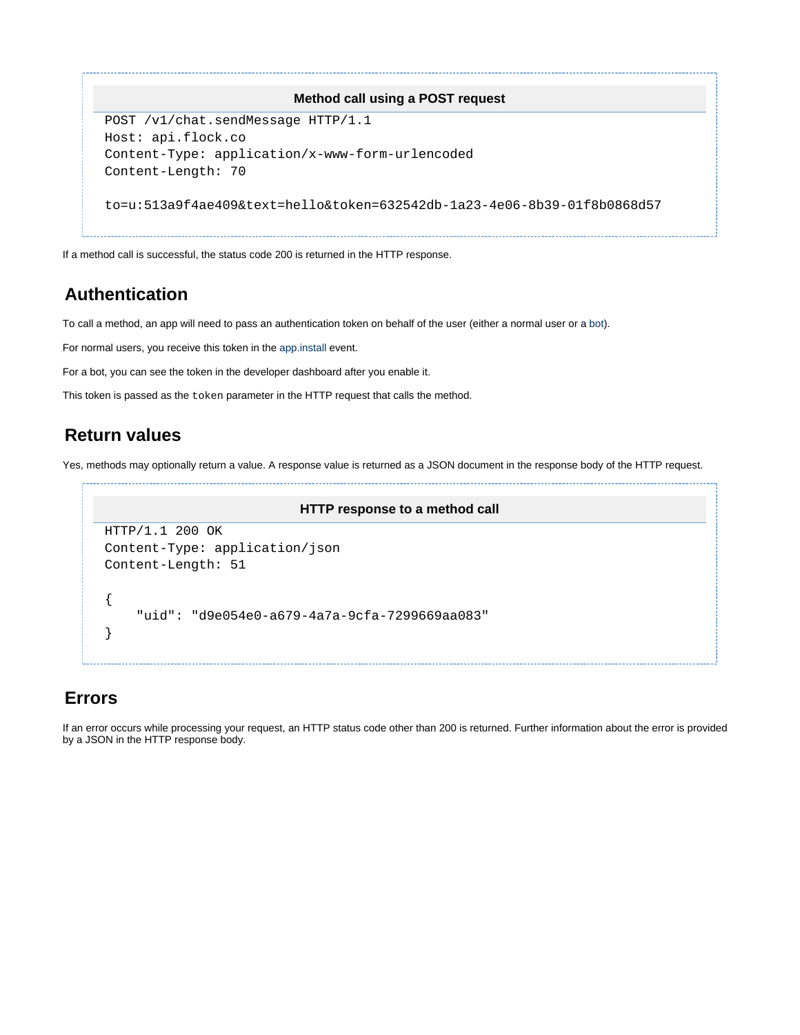**Method call using a POST request**

```
POST /v1/chat.sendMessage HTTP/1.1
Host: api.flock.co
Content-Type: application/x-www-form-urlencoded
Content-Length: 70

to=u:513a9f4ae409&text=hello&token=632542db-1a23-4e06-8b39-01f8b0868d57
```

If a method call is successful, the status code 200 is returned in the HTTP response.

## Authentication

To call a method, an app will need to pass an authentication token on behalf of the user (either a normal user or a bot).

For normal users, you receive this token in the app.install event.

For a bot, you can see the token in the developer dashboard after you enable it.

This token is passed as the `token` parameter in the HTTP request that calls the method.

## Return values

Yes, methods may optionally return a value. A response value is returned as a JSON document in the response body of the HTTP request.

**HTTP response to a method call**

```
HTTP/1.1 200 OK
Content-Type: application/json
Content-Length: 51

{
    "uid": "d9e054e0-a679-4a7a-9cfa-7299669aa083"
}
```

## Errors

If an error occurs while processing your request, an HTTP status code other than 200 is returned. Further information about the error is provided by a JSON in the HTTP response body.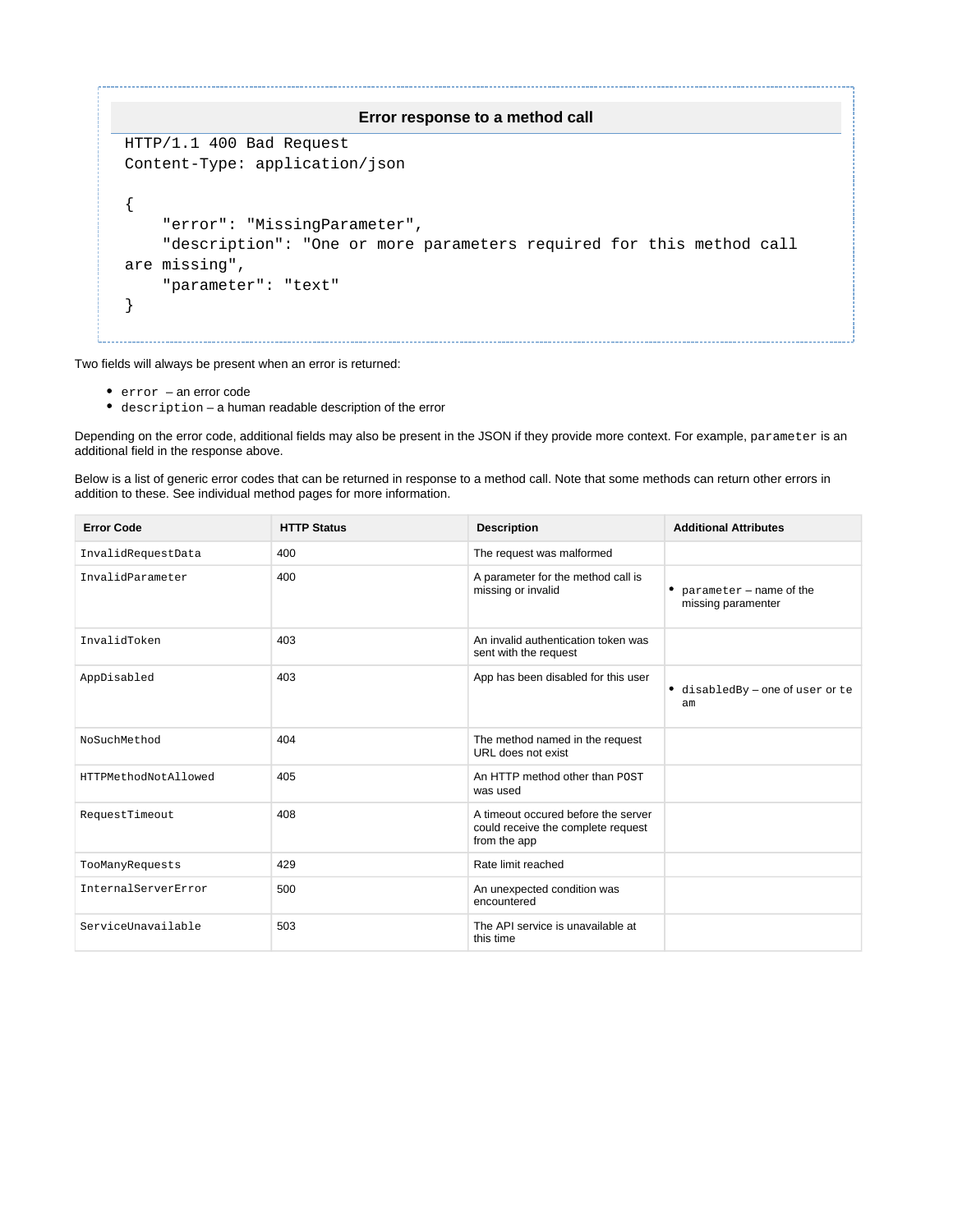**Error response to a method call**

```
HTTP/1.1 400 Bad Request
Content-Type: application/json

{
    "error": "MissingParameter",
    "description": "One or more parameters required for this method call are missing",
    "parameter": "text"
}
```

Two fields will always be present when an error is returned:

- `error` – an error code
- `description` – a human readable description of the error

Depending on the error code, additional fields may also be present in the JSON if they provide more context. For example, `parameter` is an additional field in the response above.

Below is a list of generic error codes that can be returned in response to a method call. Note that some methods can return other errors in addition to these. See individual method pages for more information.

| Error Code | HTTP Status | Description | Additional Attributes |
|---|---|---|---|
| `InvalidRequestData` | 400 | The request was malformed | |
| `InvalidParameter` | 400 | A parameter for the method call is missing or invalid | • `parameter` – name of the missing paramenter |
| `InvalidToken` | 403 | An invalid authentication token was sent with the request | |
| `AppDisabled` | 403 | App has been disabled for this user | • `disabledBy` – one of `user` or `team` |
| `NoSuchMethod` | 404 | The method named in the request URL does not exist | |
| `HTTPMethodNotAllowed` | 405 | An HTTP method other than `POST` was used | |
| `RequestTimeout` | 408 | A timeout occured before the server could receive the complete request from the app | |
| `TooManyRequests` | 429 | Rate limit reached | |
| `InternalServerError` | 500 | An unexpected condition was encountered | |
| `ServiceUnavailable` | 503 | The API service is unavailable at this time | |